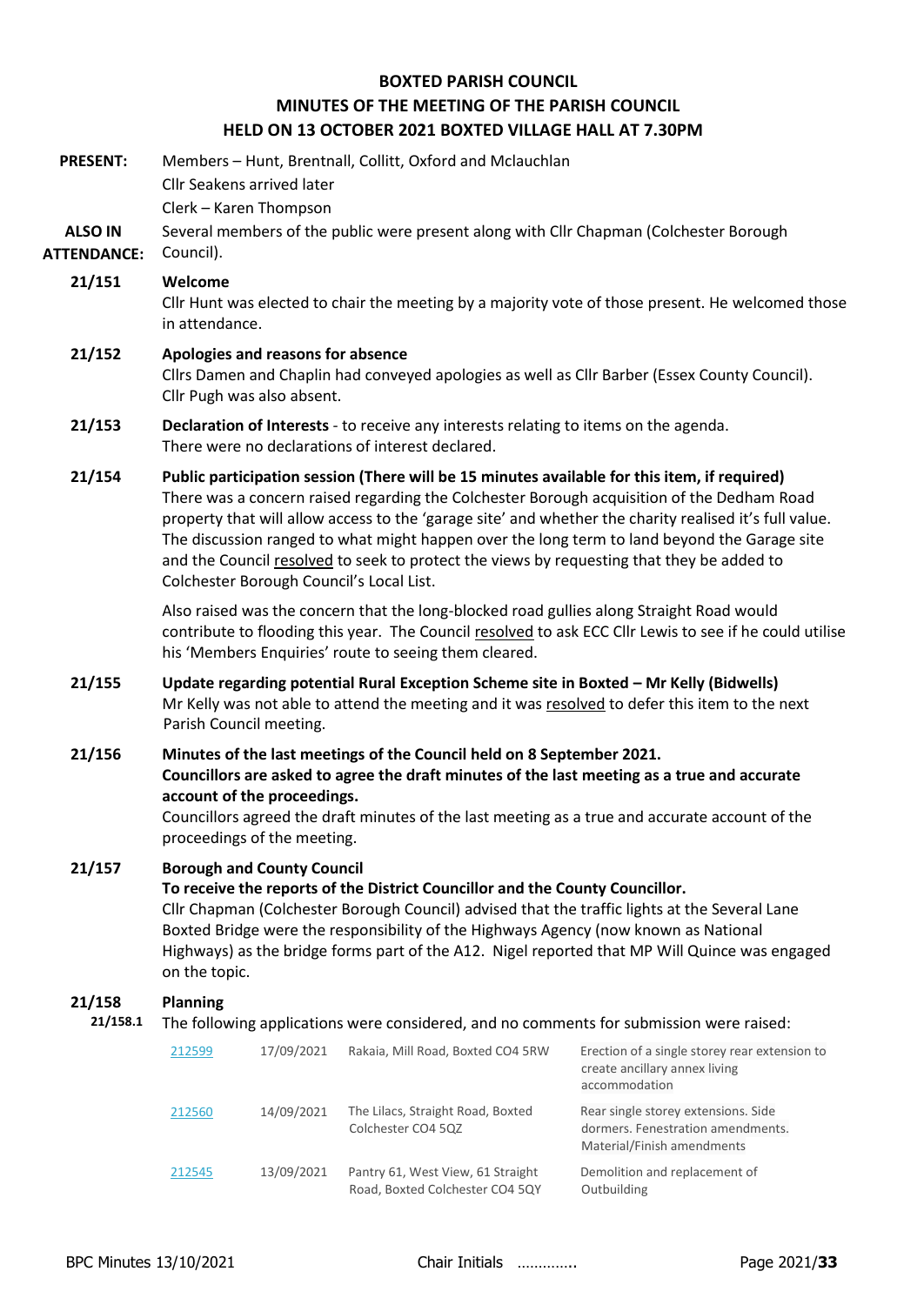# BOXTED PARISH COUNCIL

## MINUTES OF THE MEETING OF THE PARISH COUNCIL HELD ON 13 OCTOBER 2021 BOXTED VILLAGE HALL AT 7.30PM

**PRESENT:** Members – Hunt, Brentnall, Collitt, Oxford and Mclauchlan
Cllr Seakens arrived later
Clerk – Karen Thompson

**ALSO IN ATTENDANCE:** Several members of the public were present along with Cllr Chapman (Colchester Borough Council).

**21/151 Welcome**
Cllr Hunt was elected to chair the meeting by a majority vote of those present. He welcomed those in attendance.

**21/152 Apologies and reasons for absence**
Cllrs Damen and Chaplin had conveyed apologies as well as Cllr Barber (Essex County Council). Cllr Pugh was also absent.

**21/153 Declaration of Interests** - to receive any interests relating to items on the agenda.
There were no declarations of interest declared.

**21/154 Public participation session (There will be 15 minutes available for this item, if required)**
There was a concern raised regarding the Colchester Borough acquisition of the Dedham Road property that will allow access to the 'garage site' and whether the charity realised it's full value. The discussion ranged to what might happen over the long term to land beyond the Garage site and the Council resolved to seek to protect the views by requesting that they be added to Colchester Borough Council's Local List.

Also raised was the concern that the long-blocked road gullies along Straight Road would contribute to flooding this year. The Council resolved to ask ECC Cllr Lewis to see if he could utilise his 'Members Enquiries' route to seeing them cleared.

**21/155 Update regarding potential Rural Exception Scheme site in Boxted – Mr Kelly (Bidwells)**
Mr Kelly was not able to attend the meeting and it was resolved to defer this item to the next Parish Council meeting.

**21/156 Minutes of the last meetings of the Council held on 8 September 2021. Councillors are asked to agree the draft minutes of the last meeting as a true and accurate account of the proceedings.**
Councillors agreed the draft minutes of the last meeting as a true and accurate account of the proceedings of the meeting.

**21/157 Borough and County Council**
**To receive the reports of the District Councillor and the County Councillor.**
Cllr Chapman (Colchester Borough Council) advised that the traffic lights at the Several Lane Boxted Bridge were the responsibility of the Highways Agency (now known as National Highways) as the bridge forms part of the A12. Nigel reported that MP Will Quince was engaged on the topic.

**21/158 Planning**

**21/158.1** The following applications were considered, and no comments for submission were raised:

| | | | |
|---|---|---|---|
| 212599 | 17/09/2021 | Rakaia, Mill Road, Boxted CO4 5RW | Erection of a single storey rear extension to create ancillary annex living accommodation |
| 212560 | 14/09/2021 | The Lilacs, Straight Road, Boxted Colchester CO4 5QZ | Rear single storey extensions. Side dormers. Fenestration amendments. Material/Finish amendments |
| 212545 | 13/09/2021 | Pantry 61, West View, 61 Straight Road, Boxted Colchester CO4 5QY | Demolition and replacement of Outbuilding |

Chair Initials ………….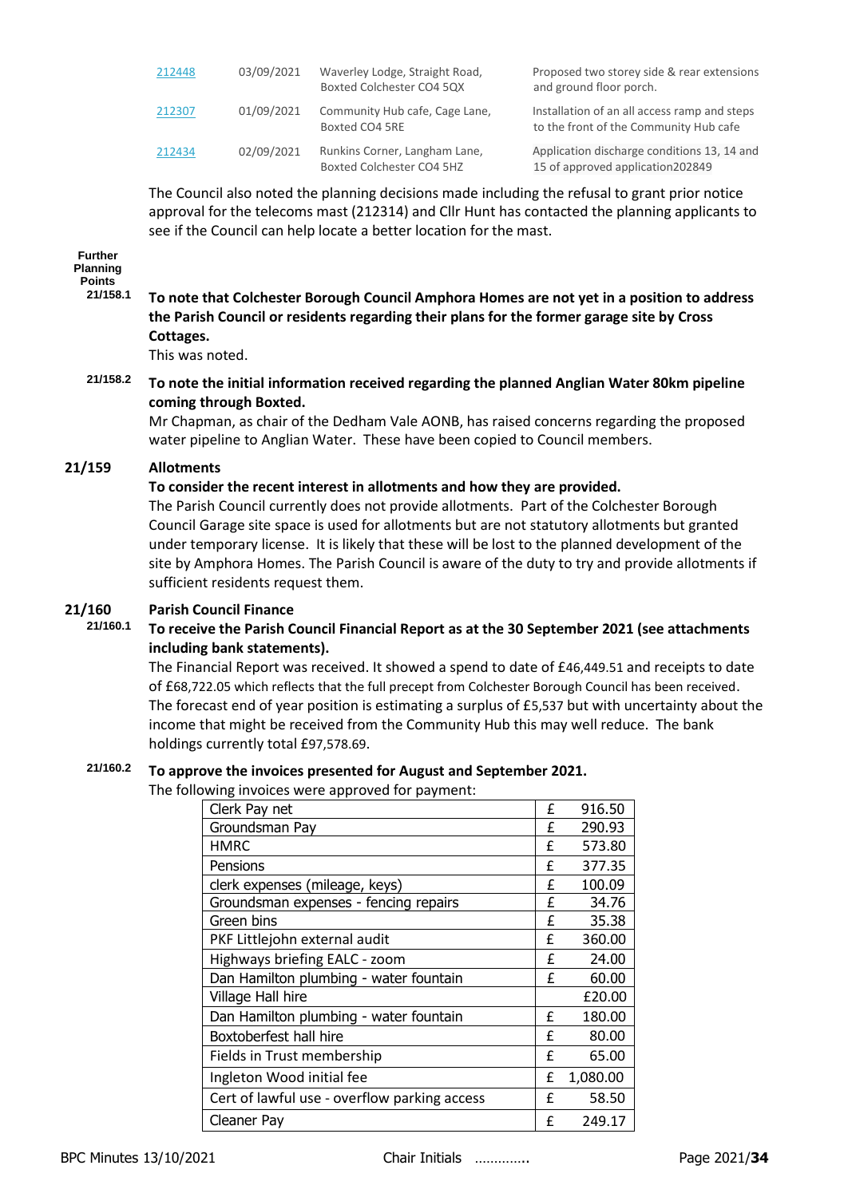| | | | |
|---|---|---|---|
| 212448 | 03/09/2021 | Waverley Lodge, Straight Road, Boxted Colchester CO4 5QX | Proposed two storey side & rear extensions and ground floor porch. |
| 212307 | 01/09/2021 | Community Hub cafe, Cage Lane, Boxted CO4 5RE | Installation of an all access ramp and steps to the front of the Community Hub cafe |
| 212434 | 02/09/2021 | Runkins Corner, Langham Lane, Boxted Colchester CO4 5HZ | Application discharge conditions 13, 14 and 15 of approved application202849 |

The Council also noted the planning decisions made including the refusal to grant prior notice approval for the telecoms mast (212314) and Cllr Hunt has contacted the planning applicants to see if the Council can help locate a better location for the mast.

**Further Planning Points**

**21/158.1** **To note that Colchester Borough Council Amphora Homes are not yet in a position to address the Parish Council or residents regarding their plans for the former garage site by Cross Cottages.**

This was noted.

**21/158.2** **To note the initial information received regarding the planned Anglian Water 80km pipeline coming through Boxted.**

Mr Chapman, as chair of the Dedham Vale AONB, has raised concerns regarding the proposed water pipeline to Anglian Water. These have been copied to Council members.

## 21/159 Allotments

**To consider the recent interest in allotments and how they are provided.**

The Parish Council currently does not provide allotments. Part of the Colchester Borough Council Garage site space is used for allotments but are not statutory allotments but granted under temporary license. It is likely that these will be lost to the planned development of the site by Amphora Homes. The Parish Council is aware of the duty to try and provide allotments if sufficient residents request them.

## 21/160 Parish Council Finance

**21/160.1** **To receive the Parish Council Financial Report as at the 30 September 2021 (see attachments including bank statements).**

The Financial Report was received. It showed a spend to date of £46,449.51 and receipts to date of £68,722.05 which reflects that the full precept from Colchester Borough Council has been received. The forecast end of year position is estimating a surplus of £5,537 but with uncertainty about the income that might be received from the Community Hub this may well reduce. The bank holdings currently total £97,578.69.

**21/160.2** **To approve the invoices presented for August and September 2021.**

The following invoices were approved for payment:

| Item | | Amount |
|---|---|---|
| Clerk Pay net | £ | 916.50 |
| Groundsman Pay | £ | 290.93 |
| HMRC | £ | 573.80 |
| Pensions | £ | 377.35 |
| clerk expenses (mileage, keys) | £ | 100.09 |
| Groundsman expenses - fencing repairs | £ | 34.76 |
| Green bins | £ | 35.38 |
| PKF Littlejohn external audit | £ | 360.00 |
| Highways briefing EALC - zoom | £ | 24.00 |
| Dan Hamilton plumbing - water fountain | £ | 60.00 |
| Village Hall hire | | £20.00 |
| Dan Hamilton plumbing - water fountain | £ | 180.00 |
| Boxtoberfest hall hire | £ | 80.00 |
| Fields in Trust membership | £ | 65.00 |
| Ingleton Wood initial fee | £ | 1,080.00 |
| Cert of lawful use - overflow parking access | £ | 58.50 |
| Cleaner Pay | £ | 249.17 |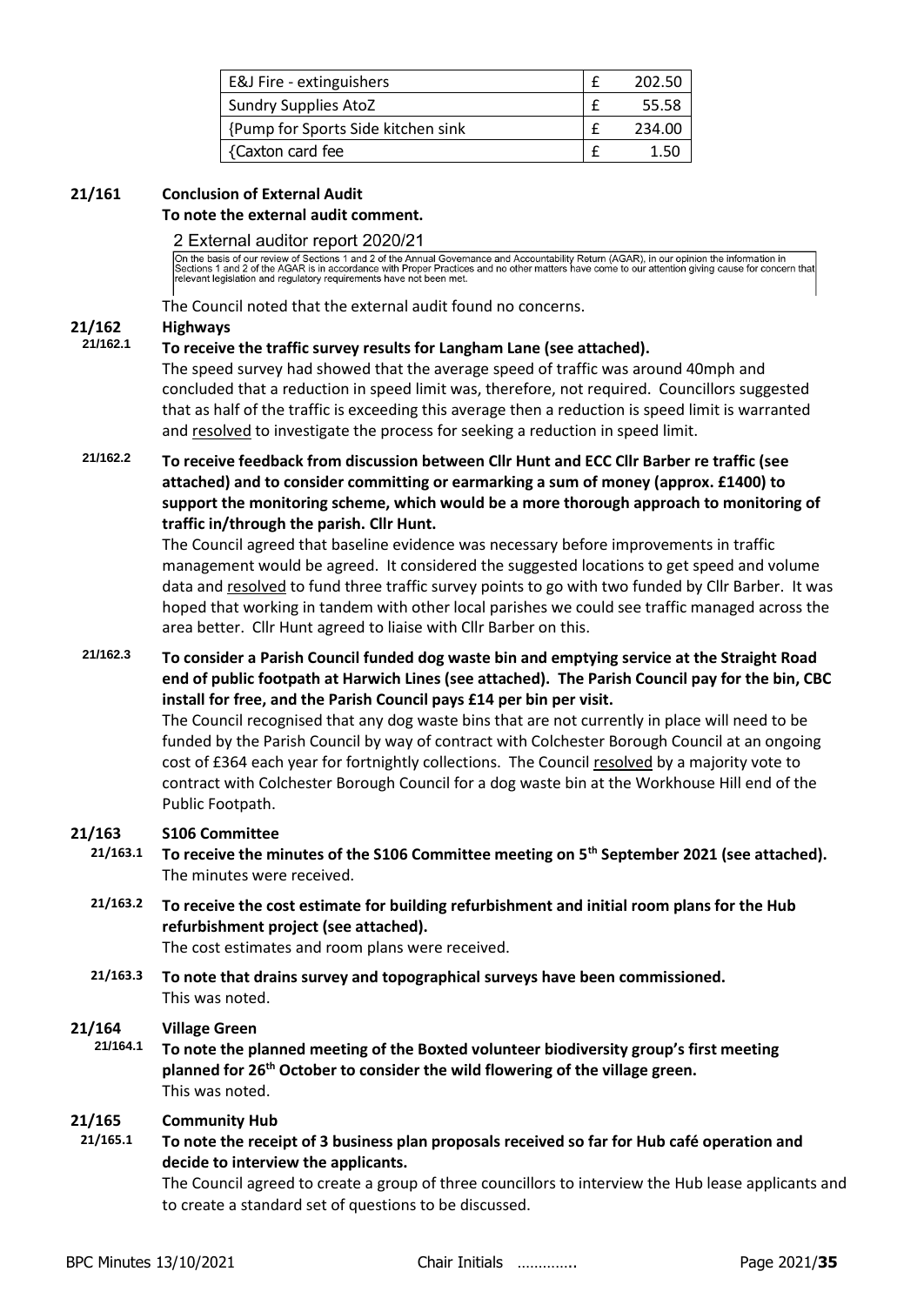| E&J Fire - extinguishers | £ | 202.50 |
|---|---|---|
| Sundry Supplies AtoZ | £ | 55.58 |
| {Pump for Sports Side kitchen sink | £ | 234.00 |
| {Caxton card fee | £ | 1.50 |

**21/161 Conclusion of External Audit**

**To note the external audit comment.**

2 External auditor report 2020/21

On the basis of our review of Sections 1 and 2 of the Annual Governance and Accountability Return (AGAR), in our opinion the information in Sections 1 and 2 of the AGAR is in accordance with Proper Practices and no other matters have come to our attention giving cause for concern that relevant legislation and regulatory requirements have not been met.

The Council noted that the external audit found no concerns.

**21/162 Highways**

**21/162.1 To receive the traffic survey results for Langham Lane (see attached).**

The speed survey had showed that the average speed of traffic was around 40mph and concluded that a reduction in speed limit was, therefore, not required. Councillors suggested that as half of the traffic is exceeding this average then a reduction is speed limit is warranted and resolved to investigate the process for seeking a reduction in speed limit.

**21/162.2 To receive feedback from discussion between Cllr Hunt and ECC Cllr Barber re traffic (see attached) and to consider committing or earmarking a sum of money (approx. £1400) to support the monitoring scheme, which would be a more thorough approach to monitoring of traffic in/through the parish. Cllr Hunt.**

The Council agreed that baseline evidence was necessary before improvements in traffic management would be agreed. It considered the suggested locations to get speed and volume data and resolved to fund three traffic survey points to go with two funded by Cllr Barber. It was hoped that working in tandem with other local parishes we could see traffic managed across the area better. Cllr Hunt agreed to liaise with Cllr Barber on this.

**21/162.3 To consider a Parish Council funded dog waste bin and emptying service at the Straight Road end of public footpath at Harwich Lines (see attached). The Parish Council pay for the bin, CBC install for free, and the Parish Council pays £14 per bin per visit.**

The Council recognised that any dog waste bins that are not currently in place will need to be funded by the Parish Council by way of contract with Colchester Borough Council at an ongoing cost of £364 each year for fortnightly collections. The Council resolved by a majority vote to contract with Colchester Borough Council for a dog waste bin at the Workhouse Hill end of the Public Footpath.

**21/163 S106 Committee**

**21/163.1 To receive the minutes of the S106 Committee meeting on 5th September 2021 (see attached).**

The minutes were received.

**21/163.2 To receive the cost estimate for building refurbishment and initial room plans for the Hub refurbishment project (see attached).**

The cost estimates and room plans were received.

**21/163.3 To note that drains survey and topographical surveys have been commissioned.**

This was noted.

**21/164 Village Green**

**21/164.1 To note the planned meeting of the Boxted volunteer biodiversity group's first meeting planned for 26th October to consider the wild flowering of the village green.**

This was noted.

**21/165 Community Hub**

**21/165.1 To note the receipt of 3 business plan proposals received so far for Hub café operation and decide to interview the applicants.**

The Council agreed to create a group of three councillors to interview the Hub lease applicants and to create a standard set of questions to be discussed.

BPC Minutes 13/10/2021 Chair Initials …………..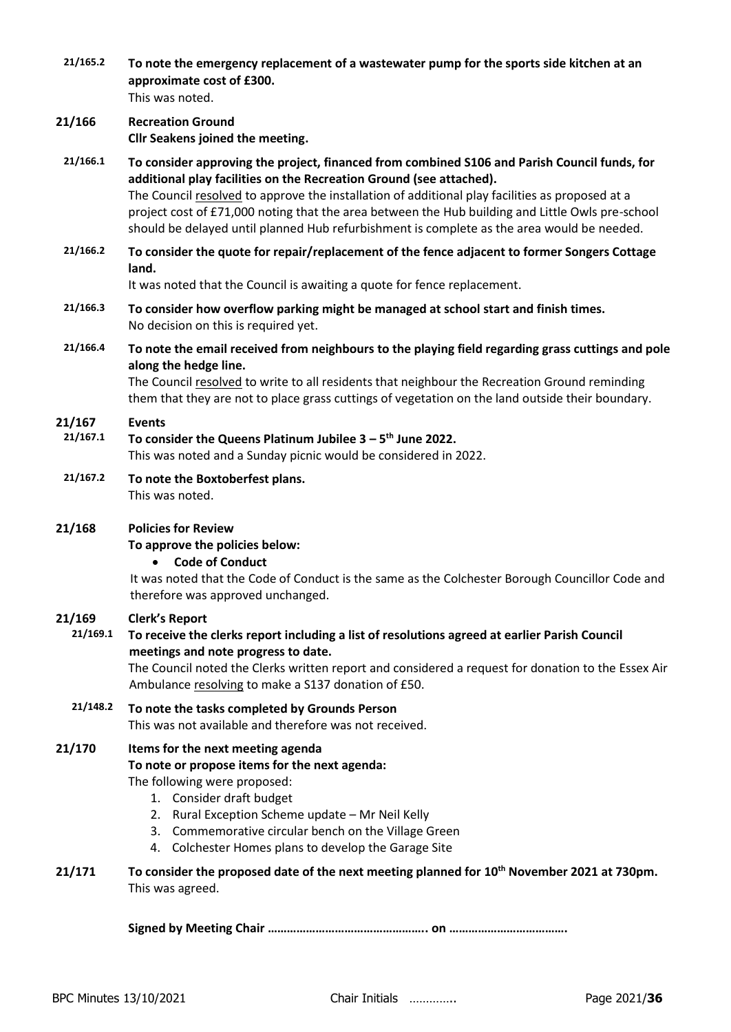**21/165.2 To note the emergency replacement of a wastewater pump for the sports side kitchen at an approximate cost of £300.**

This was noted.

**21/166 Recreation Ground**

**Cllr Seakens joined the meeting.**

**21/166.1 To consider approving the project, financed from combined S106 and Parish Council funds, for additional play facilities on the Recreation Ground (see attached).**

The Council resolved to approve the installation of additional play facilities as proposed at a project cost of £71,000 noting that the area between the Hub building and Little Owls pre-school should be delayed until planned Hub refurbishment is complete as the area would be needed.

**21/166.2 To consider the quote for repair/replacement of the fence adjacent to former Songers Cottage land.**

It was noted that the Council is awaiting a quote for fence replacement.

**21/166.3 To consider how overflow parking might be managed at school start and finish times.**

No decision on this is required yet.

**21/166.4 To note the email received from neighbours to the playing field regarding grass cuttings and pole along the hedge line.**

The Council resolved to write to all residents that neighbour the Recreation Ground reminding them that they are not to place grass cuttings of vegetation on the land outside their boundary.

**21/167 Events**

**21/167.1 To consider the Queens Platinum Jubilee 3 – 5th June 2022.**

This was noted and a Sunday picnic would be considered in 2022.

**21/167.2 To note the Boxtoberfest plans.**

This was noted.

**21/168 Policies for Review**

**To approve the policies below:**

- **Code of Conduct**

It was noted that the Code of Conduct is the same as the Colchester Borough Councillor Code and therefore was approved unchanged.

**21/169 Clerk's Report**

**21/169.1 To receive the clerks report including a list of resolutions agreed at earlier Parish Council meetings and note progress to date.**

The Council noted the Clerks written report and considered a request for donation to the Essex Air Ambulance resolving to make a S137 donation of £50.

**21/148.2 To note the tasks completed by Grounds Person**

This was not available and therefore was not received.

**21/170 Items for the next meeting agenda**

**To note or propose items for the next agenda:**

The following were proposed:

1. Consider draft budget
2. Rural Exception Scheme update – Mr Neil Kelly
3. Commemorative circular bench on the Village Green
4. Colchester Homes plans to develop the Garage Site

**21/171 To consider the proposed date of the next meeting planned for 10th November 2021 at 730pm.**

This was agreed.

**Signed by Meeting Chair ………………………………………….. on ……………………………….**

BPC Minutes 13/10/2021 Chair Initials ………….. Page 2021/**36**